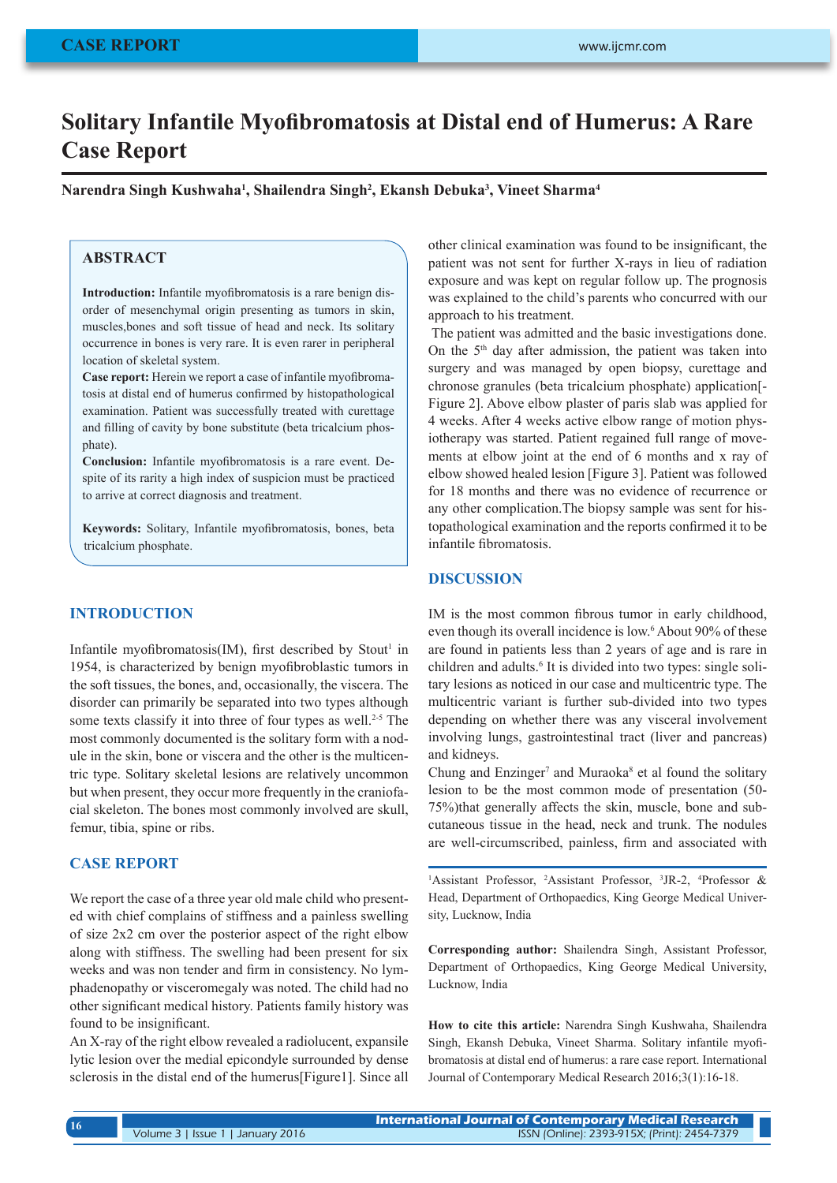CASE REPORT

# Solitary Infantile Myofibromatosis at Distal end of Humerus: A Rare Case Report

**Narendra Singh Kushwaha[1], Shailendra Singh[2], Ekansh Debuka[3], Vineet Sharma[4]**

## ABSTRACT

**Introduction:** Infantile myofibromatosis is a rare benign disorder of mesenchymal origin presenting as tumors in skin, muscles,bones and soft tissue of head and neck. Its solitary occurrence in bones is very rare. It is even rarer in peripheral location of skeletal system.

**Case report:** Herein we report a case of infantile myofibromatosis at distal end of humerus confirmed by histopathological examination. Patient was successfully treated with curettage and filling of cavity by bone substitute (beta tricalcium phosphate).

**Conclusion:** Infantile myofibromatosis is a rare event. Despite of its rarity a high index of suspicion must be practiced to arrive at correct diagnosis and treatment.

**Keywords:** Solitary, Infantile myofibromatosis, bones, beta tricalcium phosphate.

## INTRODUCTION

Infantile myofibromatosis(IM), first described by Stout[1] in 1954, is characterized by benign myofibroblastic tumors in the soft tissues, the bones, and, occasionally, the viscera. The disorder can primarily be separated into two types although some texts classify it into three of four types as well.[2-5] The most commonly documented is the solitary form with a nodule in the skin, bone or viscera and the other is the multicentric type. Solitary skeletal lesions are relatively uncommon but when present, they occur more frequently in the craniofacial skeleton. The bones most commonly involved are skull, femur, tibia, spine or ribs.

## CASE REPORT

We report the case of a three year old male child who presented with chief complains of stiffness and a painless swelling of size 2x2 cm over the posterior aspect of the right elbow along with stiffness. The swelling had been present for six weeks and was non tender and firm in consistency. No lymphadenopathy or visceromegaly was noted. The child had no other significant medical history. Patients family history was found to be insignificant.

An X-ray of the right elbow revealed a radiolucent, expansile lytic lesion over the medial epicondyle surrounded by dense sclerosis in the distal end of the humerus[Figure1]. Since all other clinical examination was found to be insignificant, the patient was not sent for further X-rays in lieu of radiation exposure and was kept on regular follow up. The prognosis was explained to the child's parents who concurred with our approach to his treatment.

The patient was admitted and the basic investigations done. On the 5th day after admission, the patient was taken into surgery and was managed by open biopsy, curettage and chronose granules (beta tricalcium phosphate) application[-Figure 2]. Above elbow plaster of paris slab was applied for 4 weeks. After 4 weeks active elbow range of motion physiotherapy was started. Patient regained full range of movements at elbow joint at the end of 6 months and x ray of elbow showed healed lesion [Figure 3]. Patient was followed for 18 months and there was no evidence of recurrence or any other complication.The biopsy sample was sent for histopathological examination and the reports confirmed it to be infantile fibromatosis.

## DISCUSSION

IM is the most common fibrous tumor in early childhood, even though its overall incidence is low.[6] About 90% of these are found in patients less than 2 years of age and is rare in children and adults.[6] It is divided into two types: single solitary lesions as noticed in our case and multicentric type. The multicentric variant is further sub-divided into two types depending on whether there was any visceral involvement involving lungs, gastrointestinal tract (liver and pancreas) and kidneys.

Chung and Enzinger[7] and Muraoka[8] et al found the solitary lesion to be the most common mode of presentation (50-75%)that generally affects the skin, muscle, bone and subcutaneous tissue in the head, neck and trunk. The nodules are well-circumscribed, painless, firm and associated with

[1]Assistant Professor, [2]Assistant Professor, [3]JR-2, [4]Professor & Head, Department of Orthopaedics, King George Medical University, Lucknow, India

**Corresponding author:** Shailendra Singh, Assistant Professor, Department of Orthopaedics, King George Medical University, Lucknow, India

**How to cite this article:** Narendra Singh Kushwaha, Shailendra Singh, Ekansh Debuka, Vineet Sharma. Solitary infantile myofibromatosis at distal end of humerus: a rare case report. International Journal of Contemporary Medical Research 2016;3(1):16-18.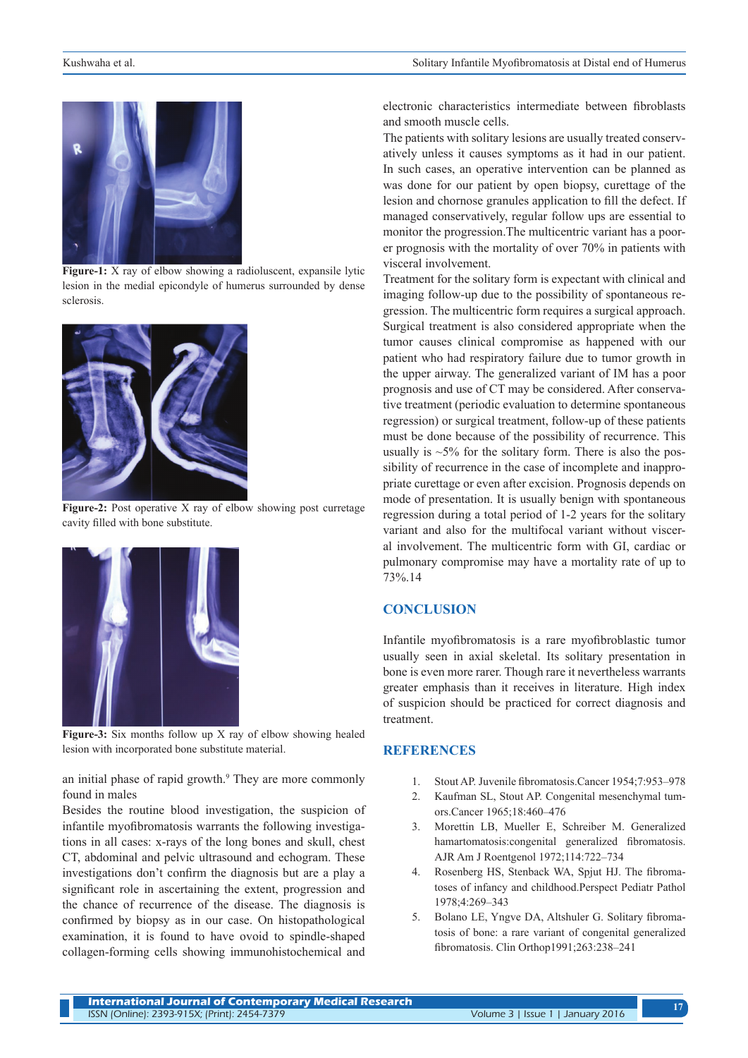Figure-1: X ray of elbow showing a radioluscent, expansile lytic lesion in the medial epicondyle of humerus surrounded by dense sclerosis.

Figure-2: Post operative X ray of elbow showing post curretage cavity filled with bone substitute.

Figure-3: Six months follow up X ray of elbow showing healed lesion with incorporated bone substitute material.

an initial phase of rapid growth.[9] They are more commonly found in males

Besides the routine blood investigation, the suspicion of infantile myofibromatosis warrants the following investigations in all cases: x-rays of the long bones and skull, chest CT, abdominal and pelvic ultrasound and echogram. These investigations don't confirm the diagnosis but are a play a significant role in ascertaining the extent, progression and the chance of recurrence of the disease. The diagnosis is confirmed by biopsy as in our case. On histopathological examination, it is found to have ovoid to spindle-shaped collagen-forming cells showing immunohistochemical and electronic characteristics intermediate between fibroblasts and smooth muscle cells.

The patients with solitary lesions are usually treated conservatively unless it causes symptoms as it had in our patient. In such cases, an operative intervention can be planned as was done for our patient by open biopsy, curettage of the lesion and chornose granules application to fill the defect. If managed conservatively, regular follow ups are essential to monitor the progression.The multicentric variant has a poorer prognosis with the mortality of over 70% in patients with visceral involvement.

Treatment for the solitary form is expectant with clinical and imaging follow-up due to the possibility of spontaneous regression. The multicentric form requires a surgical approach. Surgical treatment is also considered appropriate when the tumor causes clinical compromise as happened with our patient who had respiratory failure due to tumor growth in the upper airway. The generalized variant of IM has a poor prognosis and use of CT may be considered. After conservative treatment (periodic evaluation to determine spontaneous regression) or surgical treatment, follow-up of these patients must be done because of the possibility of recurrence. This usually is ~5% for the solitary form. There is also the possibility of recurrence in the case of incomplete and inappropriate curettage or even after excision. Prognosis depends on mode of presentation. It is usually benign with spontaneous regression during a total period of 1-2 years for the solitary variant and also for the multifocal variant without visceral involvement. The multicentric form with GI, cardiac or pulmonary compromise may have a mortality rate of up to 73%.14

## CONCLUSION

Infantile myofibromatosis is a rare myofibroblastic tumor usually seen in axial skeletal. Its solitary presentation in bone is even more rarer. Though rare it nevertheless warrants greater emphasis than it receives in literature. High index of suspicion should be practiced for correct diagnosis and treatment.

## REFERENCES

1. Stout AP. Juvenile fibromatosis.Cancer 1954;7:953–978
2. Kaufman SL, Stout AP. Congenital mesenchymal tumors.Cancer 1965;18:460–476
3. Morettin LB, Mueller E, Schreiber M. Generalized hamartomatosis:congenital generalized fibromatosis. AJR Am J Roentgenol 1972;114:722–734
4. Rosenberg HS, Stenback WA, Spjut HJ. The fibromatoses of infancy and childhood.Perspect Pediatr Pathol 1978;4:269–343
5. Bolano LE, Yngve DA, Altshuler G. Solitary fibromatosis of bone: a rare variant of congenital generalized fibromatosis. Clin Orthop1991;263:238–241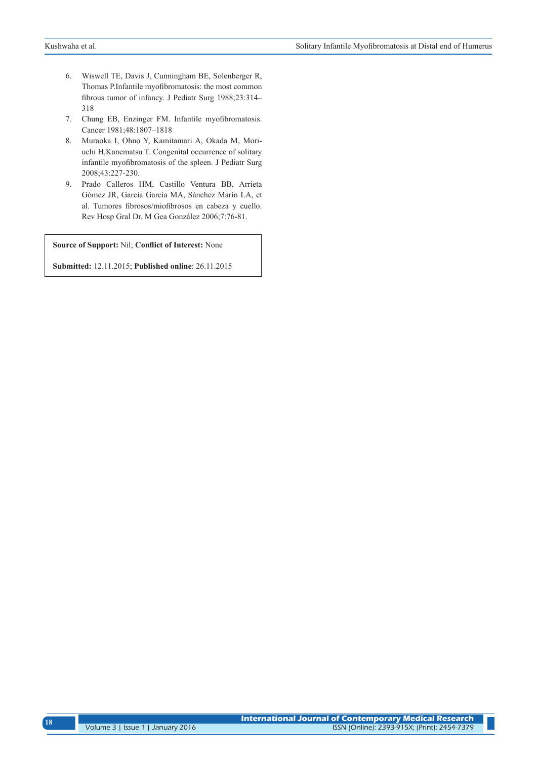6. Wiswell TE, Davis J, Cunningham BE, Solenberger R, Thomas P.Infantile myofibromatosis: the most common fibrous tumor of infancy. J Pediatr Surg 1988;23:314–318
7. Chung EB, Enzinger FM. Infantile myofibromatosis. Cancer 1981;48:1807–1818
8. Muraoka I, Ohno Y, Kamitamari A, Okada M, Moriuchi H,Kanematsu T. Congenital occurrence of solitary infantile myofibromatosis of the spleen. J Pediatr Surg 2008;43:227-230.
9. Prado Calleros HM, Castillo Ventura BB, Arrieta Gómez JR, García García MA, Sánchez Marín LA, et al. Tumores fibrosos/miofibrosos en cabeza y cuello. Rev Hosp Gral Dr. M Gea González 2006;7:76-81.

**Source of Support:** Nil; **Conflict of Interest:** None

**Submitted:** 12.11.2015; **Published online**: 26.11.2015